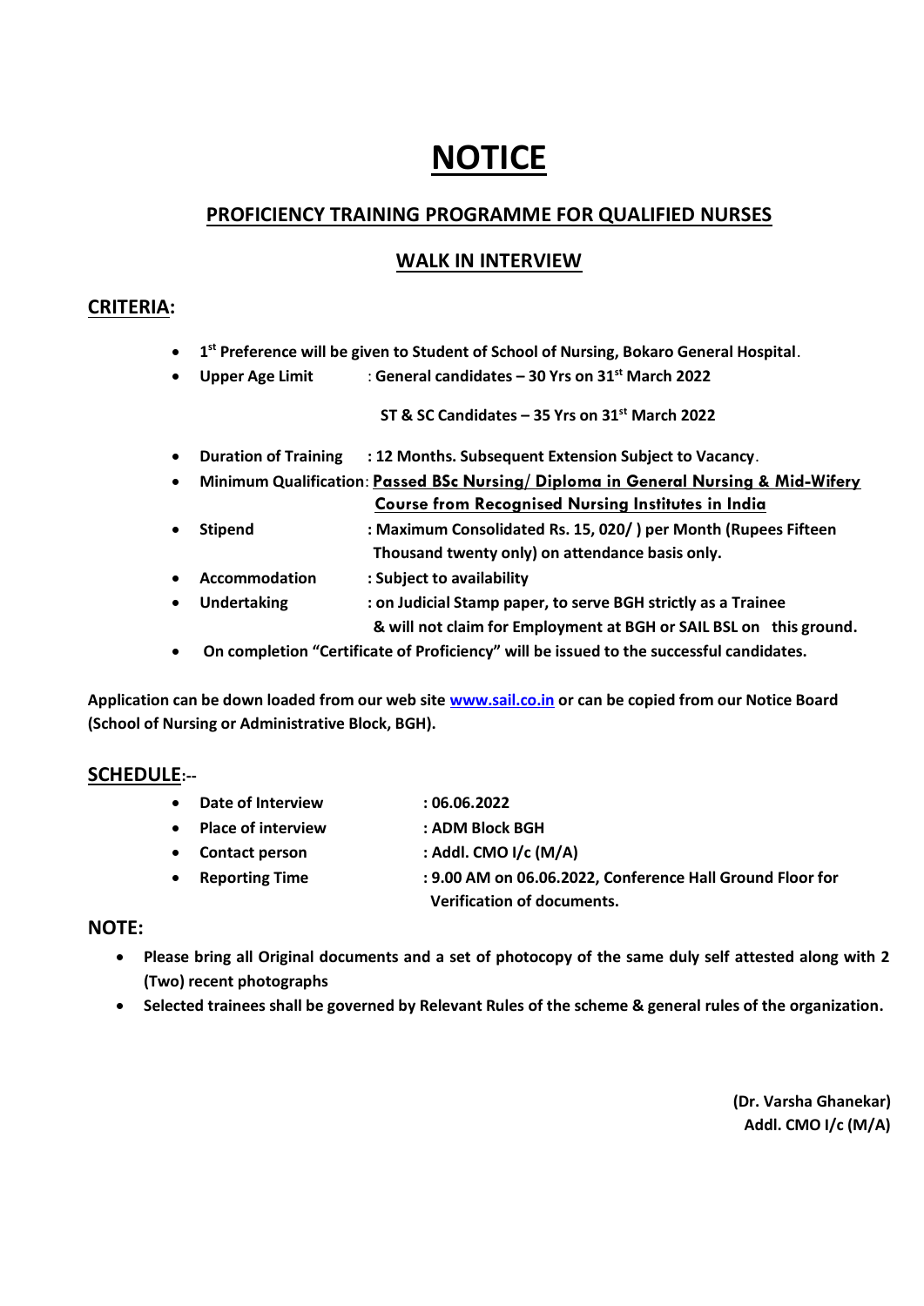# NOTICE

## PROFICIENCY TRAINING PROGRAMME FOR QUALIFIED NURSES

## WALK IN INTERVIEW

### CRITERIA:

- **1st Preference will be given to Student of School of Nursing, Bokaro General Hospital**.
- **Upper Age Limit** : **General candidates – 30 Yrs on 31st March 2022**

  **ST & SC Candidates – 35 Yrs on 31st March 2022**
- **Duration of Training : 12 Months. Subsequent Extension Subject to Vacancy**.
- **Minimum Qualification**: **Passed BSc Nursing/ Diploma in General Nursing & Mid-Wifery Course from Recognised Nursing Institutes in India**
- **Stipend : Maximum Consolidated Rs. 15, 020/ ) per Month (Rupees Fifteen Thousand twenty only) on attendance basis only.**
- **Accommodation : Subject to availability**
- **Undertaking : on Judicial Stamp paper, to serve BGH strictly as a Trainee & will not claim for Employment at BGH or SAIL BSL on this ground.**
- **On completion "Certificate of Proficiency" will be issued to the successful candidates.**

**Application can be down loaded from our web site www.sail.co.in or can be copied from our Notice Board (School of Nursing or Administrative Block, BGH).**

### SCHEDULE:--

- **Date of Interview : 06.06.2022**
- **Place of interview : ADM Block BGH**
- **Contact person : Addl. CMO I/c (M/A)**
- **Reporting Time : 9.00 AM on 06.06.2022, Conference Hall Ground Floor for Verification of documents.**

### NOTE:

- **Please bring all Original documents and a set of photocopy of the same duly self attested along with 2 (Two) recent photographs**
- **Selected trainees shall be governed by Relevant Rules of the scheme & general rules of the organization.**

**(Dr. Varsha Ghanekar)**
**Addl. CMO I/c (M/A)**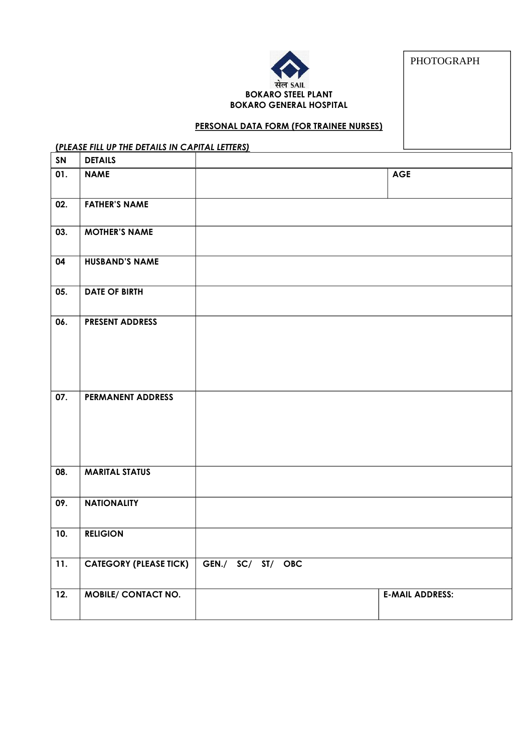PHOTOGRAPH

सेल SAIL

**BOKARO STEEL PLANT**
**BOKARO GENERAL HOSPITAL**

**PERSONAL DATA FORM (FOR TRAINEE NURSES)**

***(PLEASE FILL UP THE DETAILS IN CAPITAL LETTERS)***

| SN | DETAILS | | |
|---|---|---|---|
| 01. | NAME | | AGE |
| 02. | FATHER'S NAME | | |
| 03. | MOTHER'S NAME | | |
| 04 | HUSBAND'S NAME | | |
| 05. | DATE OF BIRTH | | |
| 06. | PRESENT ADDRESS | | |
| 07. | PERMANENT ADDRESS | | |
| 08. | MARITAL STATUS | | |
| 09. | NATIONALITY | | |
| 10. | RELIGION | | |
| 11. | CATEGORY (PLEASE TICK) | GEN./ SC/ ST/ OBC | |
| 12. | MOBILE/ CONTACT NO. | | E-MAIL ADDRESS: |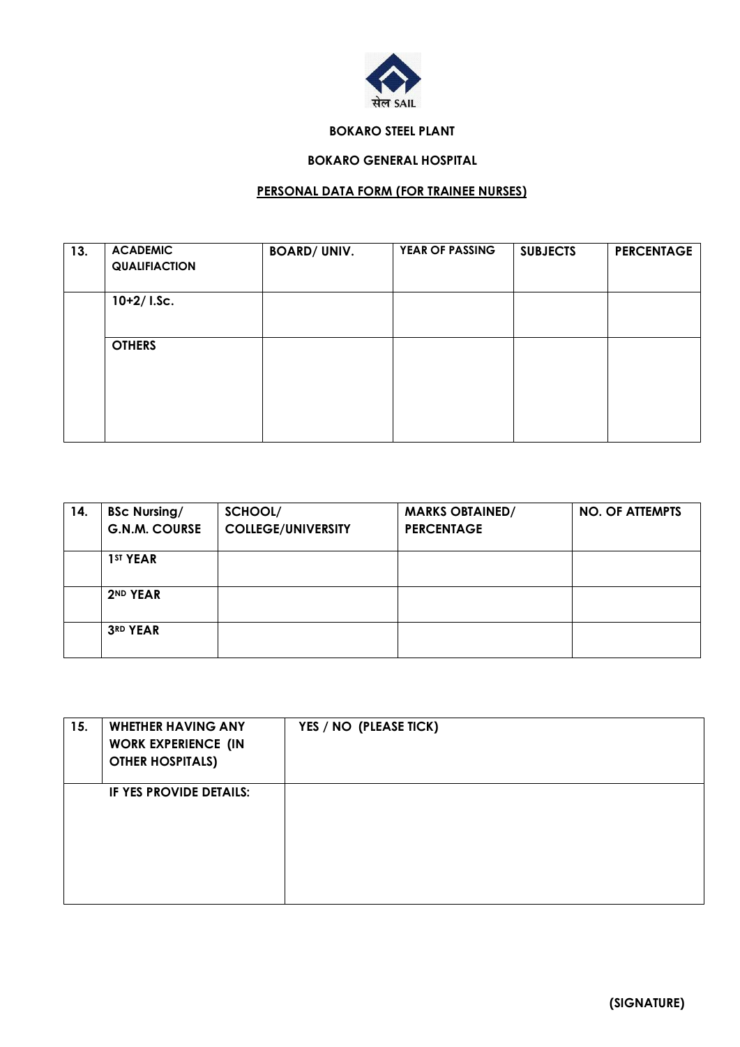सेल SAIL

**BOKARO STEEL PLANT**

**BOKARO GENERAL HOSPITAL**

**PERSONAL DATA FORM (FOR TRAINEE NURSES)**

| 13. | ACADEMIC QUALIFIACTION | BOARD/ UNIV. | YEAR OF PASSING | SUBJECTS | PERCENTAGE |
|---|---|---|---|---|---|
| | 10+2/ I.Sc. | | | | |
| | OTHERS | | | | |

| 14. | BSc Nursing/ G.N.M. COURSE | SCHOOL/ COLLEGE/UNIVERSITY | MARKS OBTAINED/ PERCENTAGE | NO. OF ATTEMPTS |
|---|---|---|---|---|
| | 1ST YEAR | | | |
| | 2ND YEAR | | | |
| | 3RD YEAR | | | |

| 15. | WHETHER HAVING ANY WORK EXPERIENCE (IN OTHER HOSPITALS) | YES / NO (PLEASE TICK) |
|---|---|---|
| | IF YES PROVIDE DETAILS: | |

**(SIGNATURE)**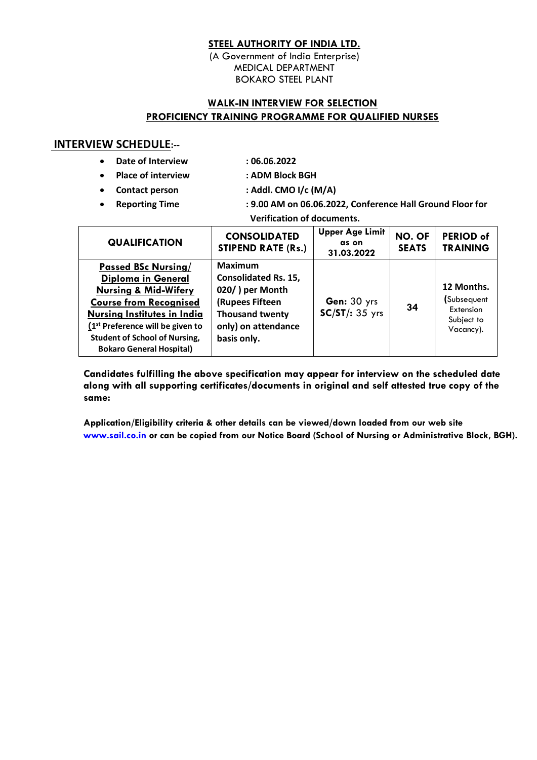**STEEL AUTHORITY OF INDIA LTD.**

(A Government of India Enterprise)
MEDICAL DEPARTMENT
BOKARO STEEL PLANT

**WALK-IN INTERVIEW FOR SELECTION**
**PROFICIENCY TRAINING PROGRAMME FOR QUALIFIED NURSES**

## INTERVIEW SCHEDULE:--

- **Date of Interview** : **06.06.2022**
- **Place of interview** : **ADM Block BGH**
- **Contact person** : **Addl. CMO I/c (M/A)**
- **Reporting Time** : **9.00 AM on 06.06.2022, Conference Hall Ground Floor for Verification of documents.**

| QUALIFICATION | CONSOLIDATED STIPEND RATE (Rs.) | Upper Age Limit as on 31.03.2022 | NO. OF SEATS | PERIOD of TRAINING |
|---|---|---|---|---|
| **Passed BSc Nursing/ Diploma in General Nursing & Mid-Wifery Course from Recognised Nursing Institutes in India** **(1st Preference will be given to Student of School of Nursing, Bokaro General Hospital)** | **Maximum Consolidated Rs. 15, 020/ ) per Month (Rupees Fifteen Thousand twenty only) on attendance basis only.** | **Gen:** 30 yrs **SC/ST/:** 35 yrs | **34** | **12 Months.** (Subsequent Extension Subject to Vacancy). |

**Candidates fulfilling the above specification may appear for interview on the scheduled date along with all supporting certificates/documents in original and self attested true copy of the same:**

**Application/Eligibility criteria & other details can be viewed/down loaded from our web site www.sail.co.in or can be copied from our Notice Board (School of Nursing or Administrative Block, BGH).**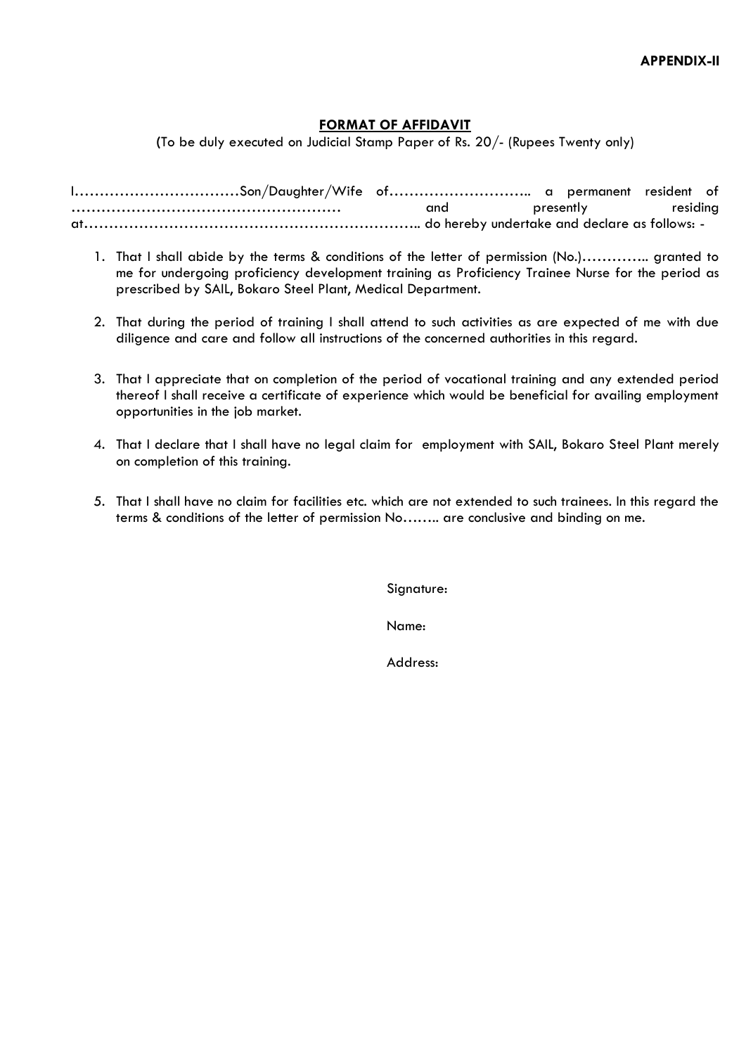**APPENDIX-II**

## FORMAT OF AFFIDAVIT

(To be duly executed on Judicial Stamp Paper of Rs. 20/- (Rupees Twenty only)

I……………………………Son/Daughter/Wife of……………………….. a permanent resident of ……………………………………………… and presently residing at…………………………………………………………….. do hereby undertake and declare as follows: -

1. That I shall abide by the terms & conditions of the letter of permission (No.)………….. granted to me for undergoing proficiency development training as Proficiency Trainee Nurse for the period as prescribed by SAIL, Bokaro Steel Plant, Medical Department.

2. That during the period of training I shall attend to such activities as are expected of me with due diligence and care and follow all instructions of the concerned authorities in this regard.

3. That I appreciate that on completion of the period of vocational training and any extended period thereof I shall receive a certificate of experience which would be beneficial for availing employment opportunities in the job market.

4. That I declare that I shall have no legal claim for employment with SAIL, Bokaro Steel Plant merely on completion of this training.

5. That I shall have no claim for facilities etc. which are not extended to such trainees. In this regard the terms & conditions of the letter of permission No…….. are conclusive and binding on me.

Signature:

Name:

Address: